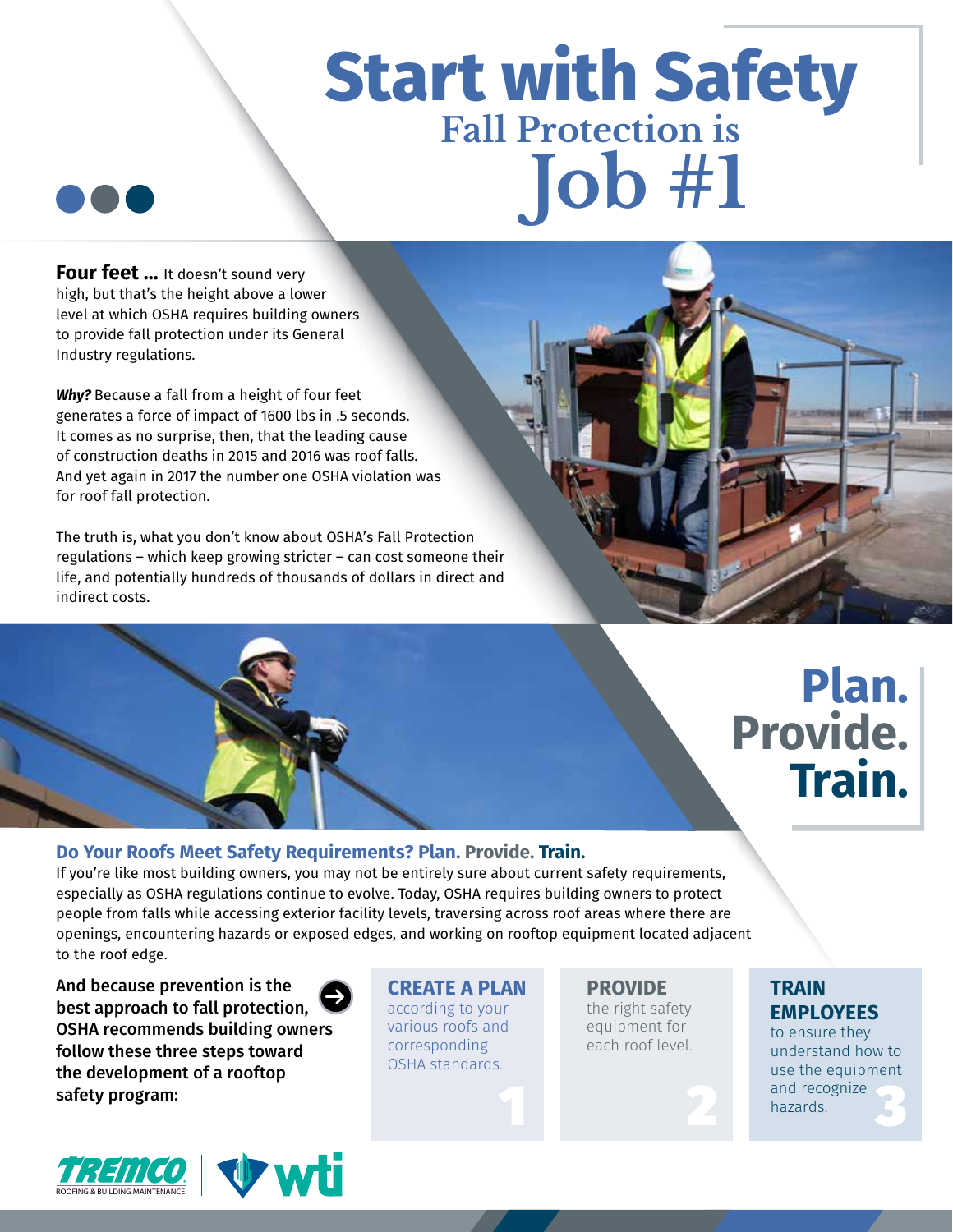# Start with Safety

## Fall Protection is Job #1

**Four feet …** It doesn't sound very high, but that's the height above a lower level at which OSHA requires building owners to provide fall protection under its General Industry regulations.

***Why?*** Because a fall from a height of four feet generates a force of impact of 1600 lbs in .5 seconds. It comes as no surprise, then, that the leading cause of construction deaths in 2015 and 2016 was roof falls. And yet again in 2017 the number one OSHA violation was for roof fall protection.

The truth is, what you don't know about OSHA's Fall Protection regulations – which keep growing stricter – can cost someone their life, and potentially hundreds of thousands of dollars in direct and indirect costs.

## Plan. Provide. Train.

### Do Your Roofs Meet Safety Requirements? Plan. Provide. Train.

If you're like most building owners, you may not be entirely sure about current safety requirements, especially as OSHA regulations continue to evolve. Today, OSHA requires building owners to protect people from falls while accessing exterior facility levels, traversing across roof areas where there are openings, encountering hazards or exposed edges, and working on rooftop equipment located adjacent to the roof edge.

**And because prevention is the best approach to fall protection, OSHA recommends building owners follow these three steps toward the development of a rooftop safety program:**

1. **CREATE A PLAN** according to your various roofs and corresponding OSHA standards.
2. **PROVIDE** the right safety equipment for each roof level.
3. **TRAIN EMPLOYEES** to ensure they understand how to use the equipment and recognize hazards.

TREMCO ROOFING & BUILDING MAINTENANCE | wti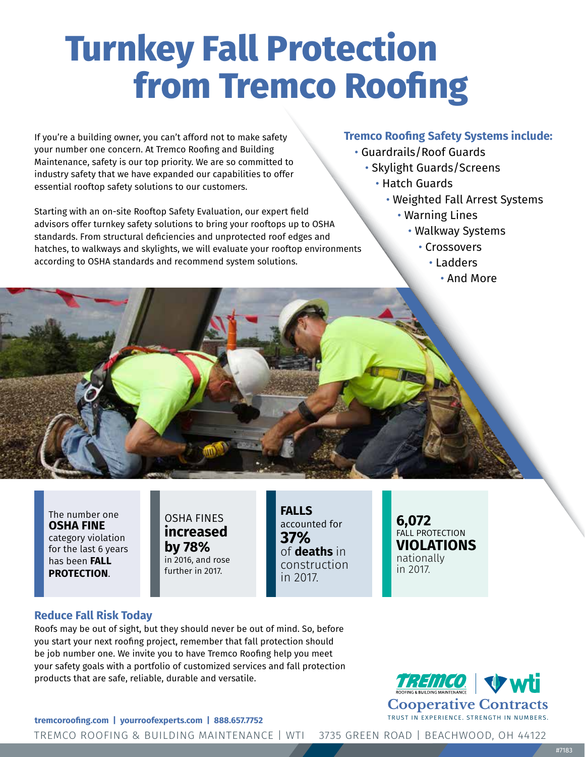# Turnkey Fall Protection from Tremco Roofing

If you're a building owner, you can't afford not to make safety your number one concern. At Tremco Roofing and Building Maintenance, safety is our top priority. We are so committed to industry safety that we have expanded our capabilities to offer essential rooftop safety solutions to our customers.

Starting with an on-site Rooftop Safety Evaluation, our expert field advisors offer turnkey safety solutions to bring your rooftops up to OSHA standards. From structural deficiencies and unprotected roof edges and hatches, to walkways and skylights, we will evaluate your rooftop environments according to OSHA standards and recommend system solutions.

### Tremco Roofing Safety Systems include:

- Guardrails/Roof Guards
- Skylight Guards/Screens
- Hatch Guards
- Weighted Fall Arrest Systems
- Warning Lines
- Walkway Systems
- Crossovers
- Ladders
- And More

The number one **OSHA FINE** category violation for the last 6 years has been **FALL PROTECTION**.

OSHA FINES **increased by 78%** in 2016, and rose further in 2017.

**FALLS** accounted for **37%** of **deaths** in construction in 2017.

**6,072** FALL PROTECTION **VIOLATIONS** nationally in 2017.

### Reduce Fall Risk Today

Roofs may be out of sight, but they should never be out of mind. So, before you start your next roofing project, remember that fall protection should be job number one. We invite you to have Tremco Roofing help you meet your safety goals with a portfolio of customized services and fall protection products that are safe, reliable, durable and versatile.

TREMCO ROOFING & BUILDING MAINTENANCE | wti

Cooperative Contracts

TRUST IN EXPERIENCE. STRENGTH IN NUMBERS.

tremcoroofing.com | yourroofexperts.com | 888.657.7752

TREMCO ROOFING & BUILDING MAINTENANCE | WTI 3735 GREEN ROAD | BEACHWOOD, OH 44122

#7183